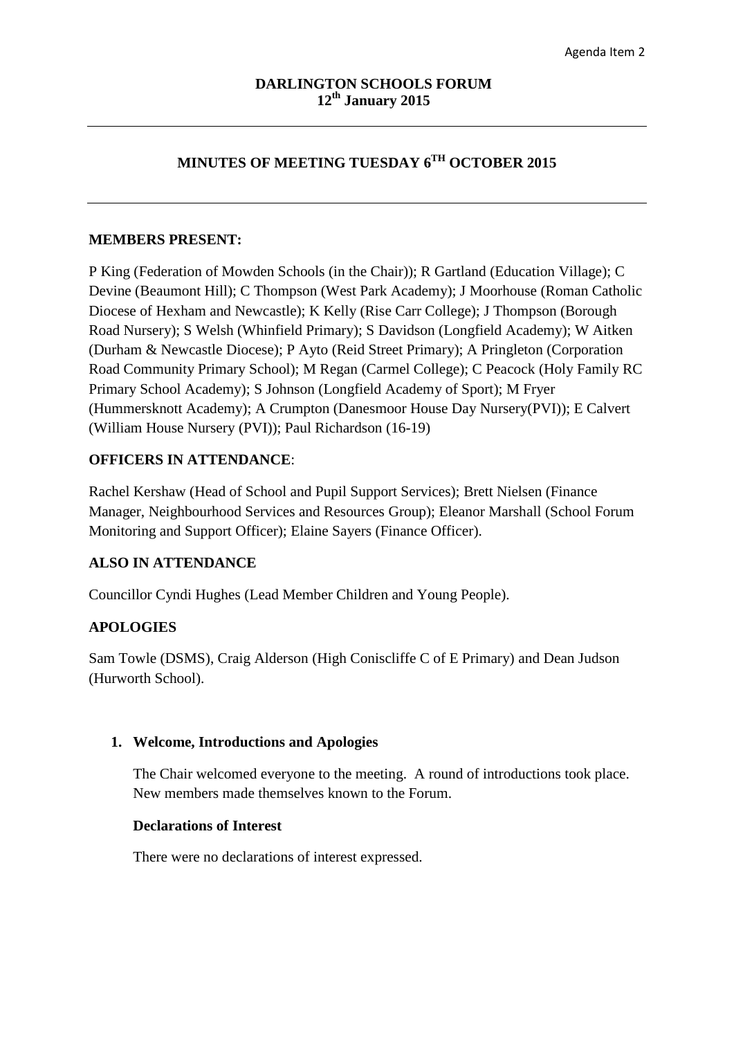Agenda Item 2

**DARLINGTON SCHOOLS FORUM**
**12th January 2015**

---

# MINUTES OF MEETING TUESDAY 6TH OCTOBER 2015

---

### MEMBERS PRESENT:

P King (Federation of Mowden Schools (in the Chair)); R Gartland (Education Village); C Devine (Beaumont Hill); C Thompson (West Park Academy); J Moorhouse (Roman Catholic Diocese of Hexham and Newcastle); K Kelly (Rise Carr College); J Thompson (Borough Road Nursery); S Welsh (Whinfield Primary); S Davidson (Longfield Academy); W Aitken (Durham & Newcastle Diocese); P Ayto (Reid Street Primary); A Pringleton (Corporation Road Community Primary School); M Regan (Carmel College); C Peacock (Holy Family RC Primary School Academy); S Johnson (Longfield Academy of Sport); M Fryer (Hummersknott Academy); A Crumpton (Danesmoor House Day Nursery(PVI)); E Calvert (William House Nursery (PVI)); Paul Richardson (16-19)

### OFFICERS IN ATTENDANCE:

Rachel Kershaw (Head of School and Pupil Support Services); Brett Nielsen (Finance Manager, Neighbourhood Services and Resources Group); Eleanor Marshall (School Forum Monitoring and Support Officer); Elaine Sayers (Finance Officer).

### ALSO IN ATTENDANCE

Councillor Cyndi Hughes (Lead Member Children and Young People).

### APOLOGIES

Sam Towle (DSMS), Craig Alderson (High Coniscliffe C of E Primary) and Dean Judson (Hurworth School).

1. **Welcome, Introductions and Apologies**

   The Chair welcomed everyone to the meeting. A round of introductions took place. New members made themselves known to the Forum.

   **Declarations of Interest**

   There were no declarations of interest expressed.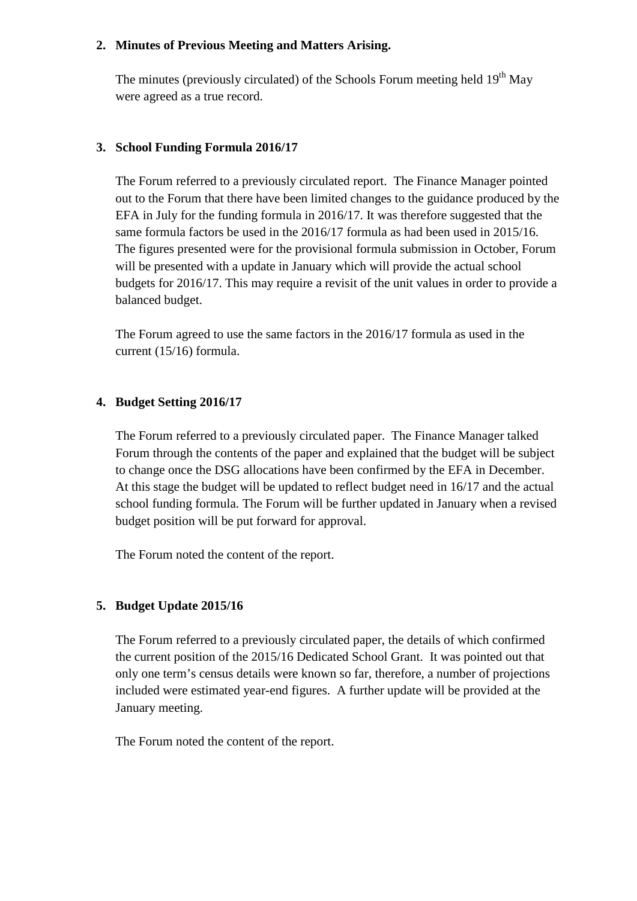**2. Minutes of Previous Meeting and Matters Arising.**

The minutes (previously circulated) of the Schools Forum meeting held 19th May were agreed as a true record.

**3. School Funding Formula 2016/17**

The Forum referred to a previously circulated report. The Finance Manager pointed out to the Forum that there have been limited changes to the guidance produced by the EFA in July for the funding formula in 2016/17. It was therefore suggested that the same formula factors be used in the 2016/17 formula as had been used in 2015/16. The figures presented were for the provisional formula submission in October, Forum will be presented with a update in January which will provide the actual school budgets for 2016/17. This may require a revisit of the unit values in order to provide a balanced budget.

The Forum agreed to use the same factors in the 2016/17 formula as used in the current (15/16) formula.

**4. Budget Setting 2016/17**

The Forum referred to a previously circulated paper. The Finance Manager talked Forum through the contents of the paper and explained that the budget will be subject to change once the DSG allocations have been confirmed by the EFA in December. At this stage the budget will be updated to reflect budget need in 16/17 and the actual school funding formula. The Forum will be further updated in January when a revised budget position will be put forward for approval.

The Forum noted the content of the report.

**5. Budget Update 2015/16**

The Forum referred to a previously circulated paper, the details of which confirmed the current position of the 2015/16 Dedicated School Grant. It was pointed out that only one term's census details were known so far, therefore, a number of projections included were estimated year-end figures. A further update will be provided at the January meeting.

The Forum noted the content of the report.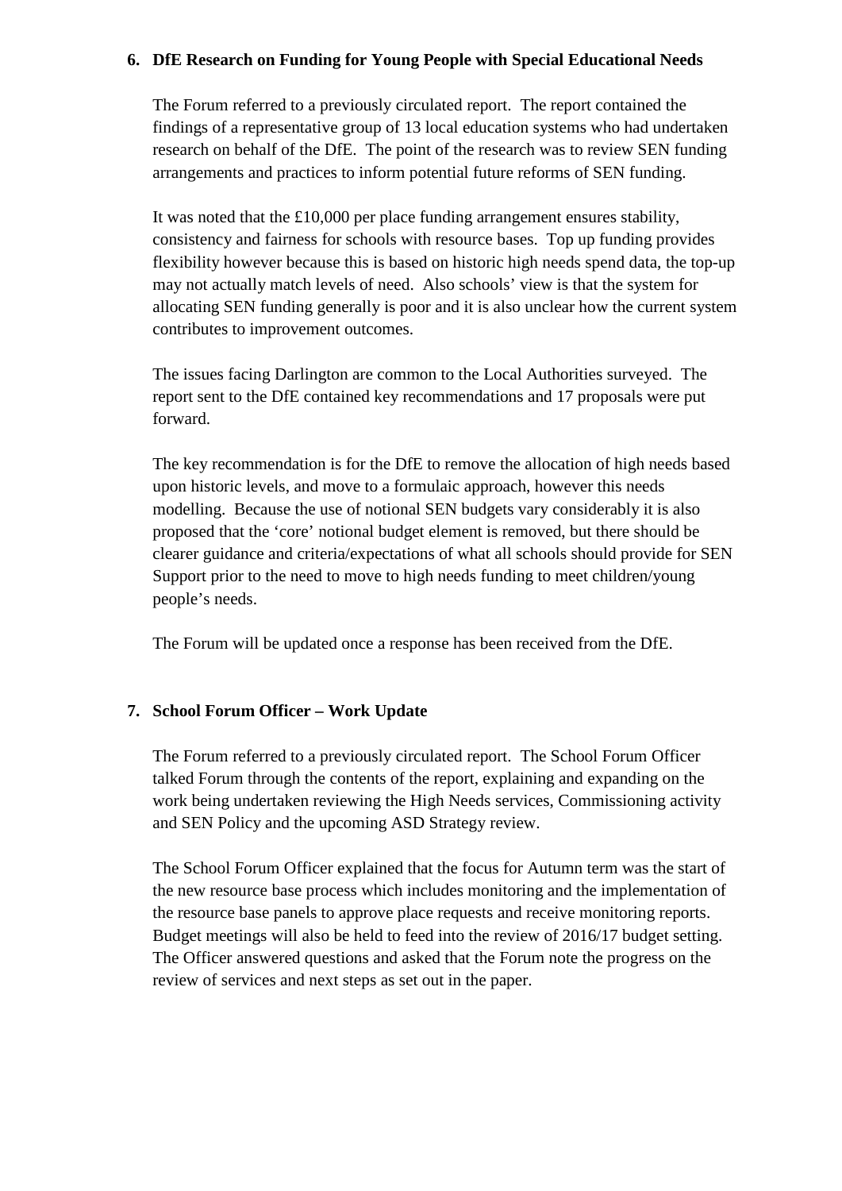## 6. DfE Research on Funding for Young People with Special Educational Needs

The Forum referred to a previously circulated report. The report contained the findings of a representative group of 13 local education systems who had undertaken research on behalf of the DfE. The point of the research was to review SEN funding arrangements and practices to inform potential future reforms of SEN funding.

It was noted that the £10,000 per place funding arrangement ensures stability, consistency and fairness for schools with resource bases. Top up funding provides flexibility however because this is based on historic high needs spend data, the top-up may not actually match levels of need. Also schools' view is that the system for allocating SEN funding generally is poor and it is also unclear how the current system contributes to improvement outcomes.

The issues facing Darlington are common to the Local Authorities surveyed. The report sent to the DfE contained key recommendations and 17 proposals were put forward.

The key recommendation is for the DfE to remove the allocation of high needs based upon historic levels, and move to a formulaic approach, however this needs modelling. Because the use of notional SEN budgets vary considerably it is also proposed that the 'core' notional budget element is removed, but there should be clearer guidance and criteria/expectations of what all schools should provide for SEN Support prior to the need to move to high needs funding to meet children/young people's needs.

The Forum will be updated once a response has been received from the DfE.

## 7. School Forum Officer – Work Update

The Forum referred to a previously circulated report. The School Forum Officer talked Forum through the contents of the report, explaining and expanding on the work being undertaken reviewing the High Needs services, Commissioning activity and SEN Policy and the upcoming ASD Strategy review.

The School Forum Officer explained that the focus for Autumn term was the start of the new resource base process which includes monitoring and the implementation of the resource base panels to approve place requests and receive monitoring reports. Budget meetings will also be held to feed into the review of 2016/17 budget setting. The Officer answered questions and asked that the Forum note the progress on the review of services and next steps as set out in the paper.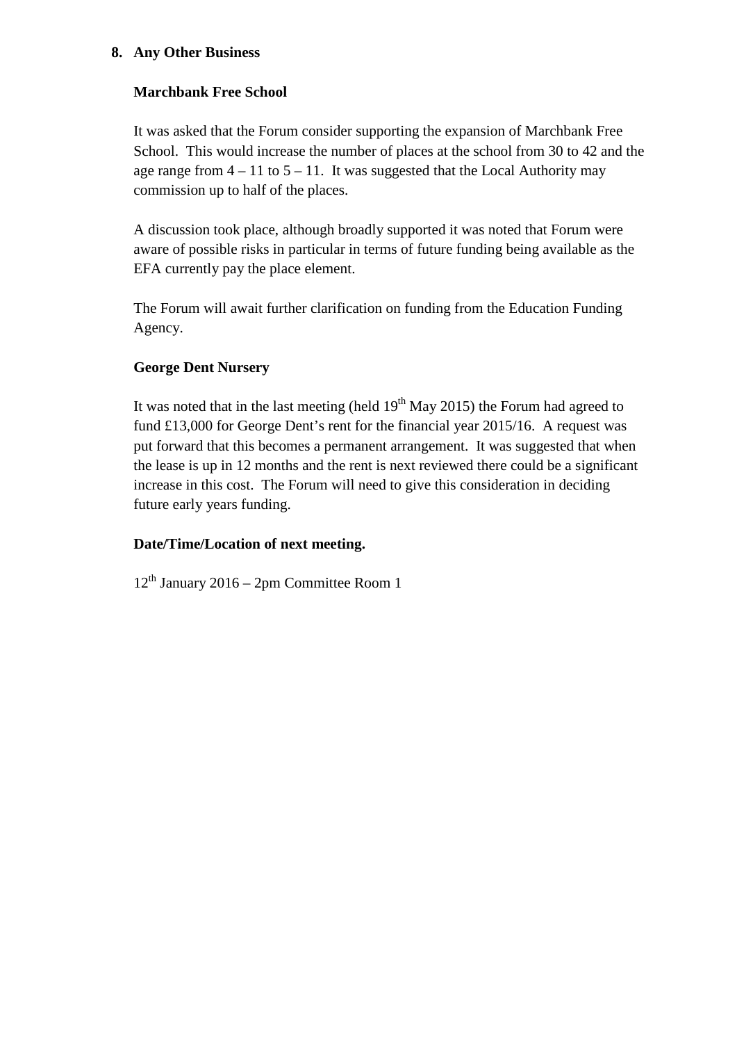## 8. Any Other Business

**Marchbank Free School**

It was asked that the Forum consider supporting the expansion of Marchbank Free School. This would increase the number of places at the school from 30 to 42 and the age range from 4 – 11 to 5 – 11. It was suggested that the Local Authority may commission up to half of the places.

A discussion took place, although broadly supported it was noted that Forum were aware of possible risks in particular in terms of future funding being available as the EFA currently pay the place element.

The Forum will await further clarification on funding from the Education Funding Agency.

**George Dent Nursery**

It was noted that in the last meeting (held 19th May 2015) the Forum had agreed to fund £13,000 for George Dent's rent for the financial year 2015/16. A request was put forward that this becomes a permanent arrangement. It was suggested that when the lease is up in 12 months and the rent is next reviewed there could be a significant increase in this cost. The Forum will need to give this consideration in deciding future early years funding.

**Date/Time/Location of next meeting.**

12th January 2016 – 2pm Committee Room 1